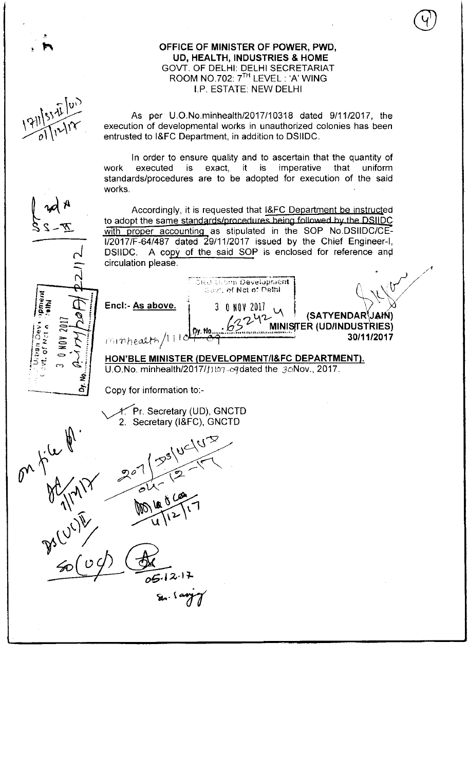**OFFICE OF MINISTER OF POWER, PWD,**
**UD, HEALTH, INDUSTRIES & HOME**
GOVT. OF DELHI: DELHI SECRETARIAT
ROOM NO.702: 7TH LEVEL : 'A' WING
I.P. ESTATE: NEW DELHI

As per U.O.No.minhealth/2017/10318 dated 9/11/2017, the execution of developmental works in unauthorized colonies has been entrusted to I&FC Department, in addition to DSIIDC.

In order to ensure quality and to ascertain that the quantity of work executed is exact, it is imperative that uniform standards/procedures are to be adopted for execution of the said works.

Accordingly, it is requested that I&FC Department be instructed to adopt the same standards/procedures being followed by the DSIIDC with proper accounting as stipulated in the SOP No.DSIIDC/CE-I/2017/F-64/487 dated 29/11/2017 issued by the Chief Engineer-I, DSIIDC. A copy of the said SOP is enclosed for reference and circulation please.

Encl:- As above.

(SATYENDAR JAIN)
MINISTER (UD/INDUSTRIES)
30/11/2017

**HON'BLE MINISTER (DEVELOPMENT/I&FC DEPARTMENT).**
U.O.No. minhealth/2017/11107-09 dated the 30Nov., 2017.

Copy for information to:-

1. Pr. Secretary (UD), GNCTD
2. Secretary (I&FC), GNCTD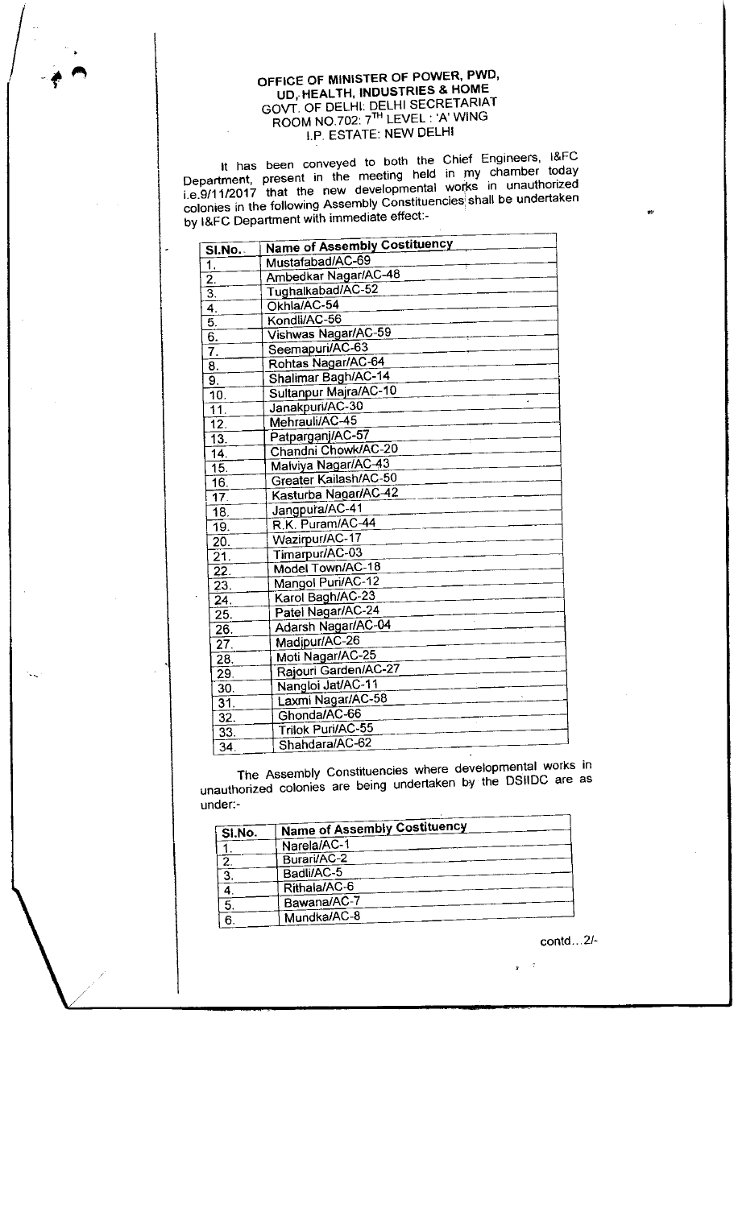**OFFICE OF MINISTER OF POWER, PWD, UD, HEALTH, INDUSTRIES & HOME**
GOVT. OF DELHI: DELHI SECRETARIAT
ROOM NO.702: 7TH LEVEL : 'A' WING
I.P. ESTATE: NEW DELHI

It has been conveyed to both the Chief Engineers, I&FC Department, present in the meeting held in my chamber today i.e.9/11/2017 that the new developmental works in unauthorized colonies in the following Assembly Constituencies shall be undertaken by I&FC Department with immediate effect:-

| Sl.No. | Name of Assembly Costituency |
|---|---|
| 1. | Mustafabad/AC-69 |
| 2. | Ambedkar Nagar/AC-48 |
| 3. | Tughalkabad/AC-52 |
| 4. | Okhla/AC-54 |
| 5. | Kondli/AC-56 |
| 6. | Vishwas Nagar/AC-59 |
| 7. | Seemapuri/AC-63 |
| 8. | Rohtas Nagar/AC-64 |
| 9. | Shalimar Bagh/AC-14 |
| 10. | Sultanpur Majra/AC-10 |
| 11. | Janakpuri/AC-30 |
| 12. | Mehrauli/AC-45 |
| 13. | Patparganj/AC-57 |
| 14. | Chandni Chowk/AC-20 |
| 15. | Malviya Nagar/AC-43 |
| 16. | Greater Kailash/AC-50 |
| 17. | Kasturba Nagar/AC-42 |
| 18. | Jangpura/AC-41 |
| 19. | R.K. Puram/AC-44 |
| 20. | Wazirpur/AC-17 |
| 21. | Timarpur/AC-03 |
| 22. | Model Town/AC-18 |
| 23. | Mangol Puri/AC-12 |
| 24. | Karol Bagh/AC-23 |
| 25. | Patel Nagar/AC-24 |
| 26. | Adarsh Nagar/AC-04 |
| 27. | Madipur/AC-26 |
| 28. | Moti Nagar/AC-25 |
| 29. | Rajouri Garden/AC-27 |
| 30. | Nangloi Jat/AC-11 |
| 31. | Laxmi Nagar/AC-58 |
| 32. | Ghonda/AC-66 |
| 33. | Trilok Puri/AC-55 |
| 34. | Shahdara/AC-62 |

The Assembly Constituencies where developmental works in unauthorized colonies are being undertaken by the DSIIDC are as under:-

| Sl.No. | Name of Assembly Costituency |
|---|---|
| 1. | Narela/AC-1 |
| 2. | Burari/AC-2 |
| 3. | Badli/AC-5 |
| 4. | Rithala/AC-6 |
| 5. | Bawana/AC-7 |
| 6. | Mundka/AC-8 |

contd...2/-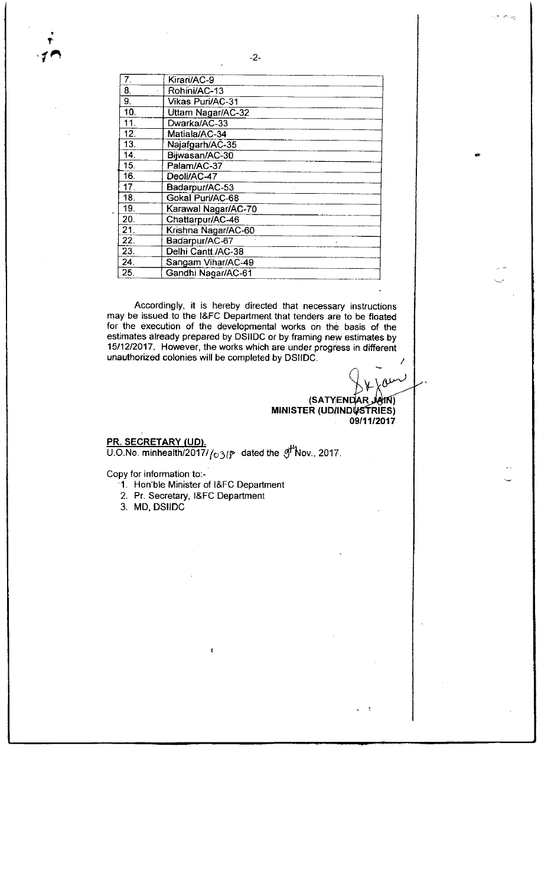| | |
|---|---|
| 7. | Kirari/AC-9 |
| 8. | Rohini/AC-13 |
| 9. | Vikas Puri/AC-31 |
| 10. | Uttam Nagar/AC-32 |
| 11. | Dwarka/AC-33 |
| 12. | Matiala/AC-34 |
| 13. | Najafgarh/AC-35 |
| 14. | Bijwasan/AC-30 |
| 15. | Palam/AC-37 |
| 16. | Deoli/AC-47 |
| 17. | Badarpur/AC-53 |
| 18. | Gokal Puri/AC-68 |
| 19. | Karawal Nagar/AC-70 |
| 20. | Chattarpur/AC-46 |
| 21. | Krishna Nagar/AC-60 |
| 22. | Badarpur/AC-67 |
| 23. | Delhi Cantt./AC-38 |
| 24. | Sangam Vihar/AC-49 |
| 25. | Gandhi Nagar/AC-61 |

Accordingly, it is hereby directed that necessary instructions may be issued to the I&FC Department that tenders are to be floated for the execution of the developmental works on the basis of the estimates already prepared by DSIIDC or by framing new estimates by 15/12/2017. However, the works which are under progress in different unauthorized colonies will be completed by DSIIDC.

**(SATYENDAR JAIN)**
**MINISTER (UD/INDUSTRIES)**
**09/11/2017**

**PR. SECRETARY (UD).**
U.O.No. minhealth/2017//0318 dated the 9th Nov., 2017.

Copy for information to:-

1. Hon'ble Minister of I&FC Department
2. Pr. Secretary, I&FC Department
3. MD, DSIIDC